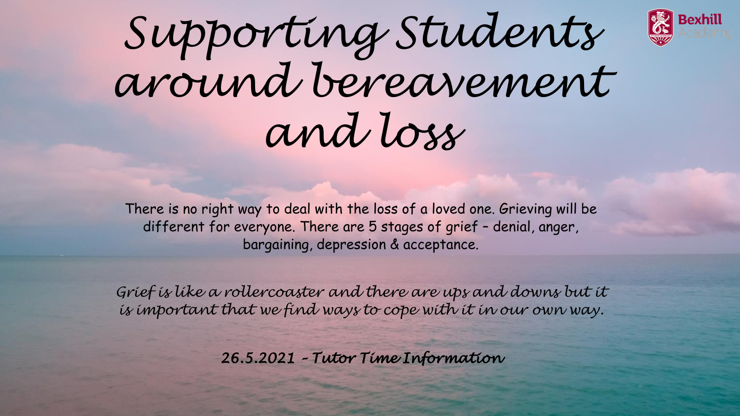# Supporting Students around bereavement and loss

Bexhill Academy

There is no right way to deal with the loss of a loved one. Grieving will be different for everyone. There are 5 stages of grief – denial, anger, bargaining, depression & acceptance.

*Grief is like a rollercoaster and there are ups and downs but it is important that we find ways to cope with it in our own way.*

***26.5.2021 – Tutor Time Information***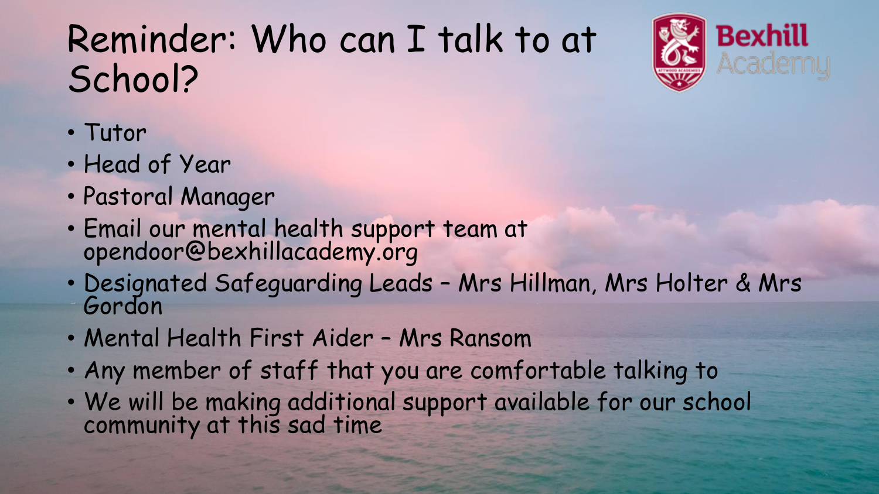# Reminder: Who can I talk to at School?

- Tutor
- Head of Year
- Pastoral Manager
- Email our mental health support team at opendoor@bexhillacademy.org
- Designated Safeguarding Leads – Mrs Hillman, Mrs Holter & Mrs Gordon
- Mental Health First Aider – Mrs Ransom
- Any member of staff that you are comfortable talking to
- We will be making additional support available for our school community at this sad time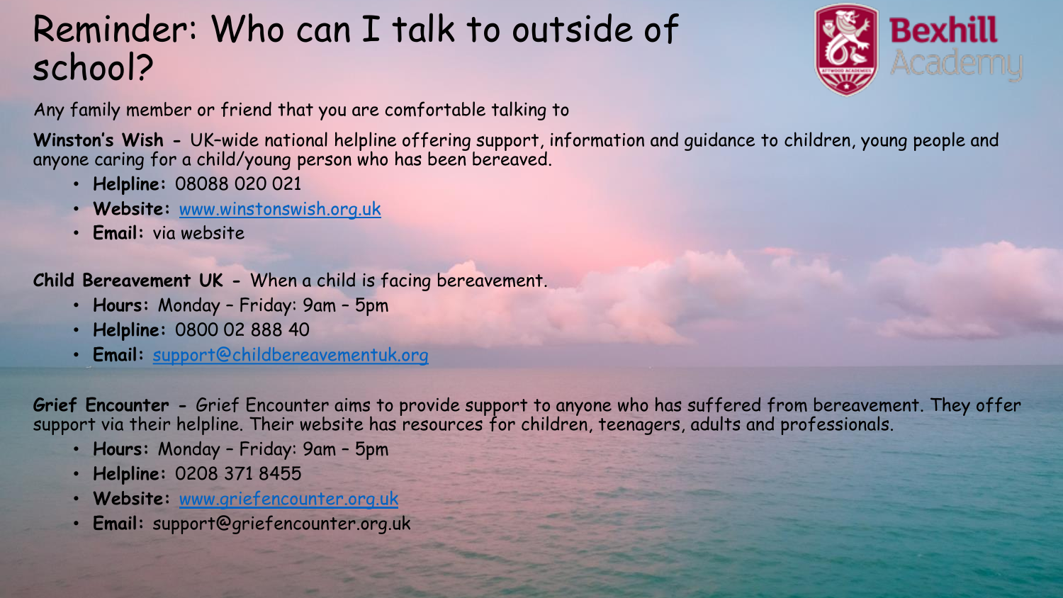# Reminder: Who can I talk to outside of school?

Bexhill Academy

Any family member or friend that you are comfortable talking to

**Winston's Wish -** UK-wide national helpline offering support, information and guidance to children, young people and anyone caring for a child/young person who has been bereaved.

- **Helpline:** 08088 020 021
- **Website:** www.winstonswish.org.uk
- **Email:** via website

**Child Bereavement UK -** When a child is facing bereavement.

- **Hours:** Monday – Friday: 9am – 5pm
- **Helpline:** 0800 02 888 40
- **Email:** support@childbereavementuk.org

**Grief Encounter -** Grief Encounter aims to provide support to anyone who has suffered from bereavement. They offer support via their helpline. Their website has resources for children, teenagers, adults and professionals.

- **Hours:** Monday – Friday: 9am – 5pm
- **Helpline:** 0208 371 8455
- **Website:** www.griefencounter.org.uk
- **Email:** support@griefencounter.org.uk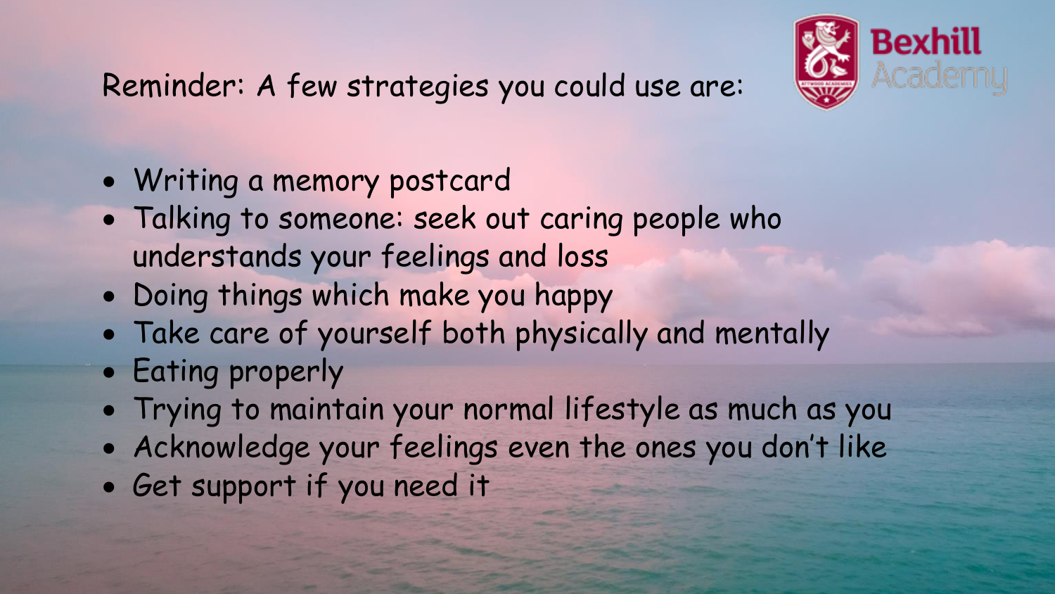Reminder: A few strategies you could use are:

- Writing a memory postcard
- Talking to someone: seek out caring people who understands your feelings and loss
- Doing things which make you happy
- Take care of yourself both physically and mentally
- Eating properly
- Trying to maintain your normal lifestyle as much as you
- Acknowledge your feelings even the ones you don't like
- Get support if you need it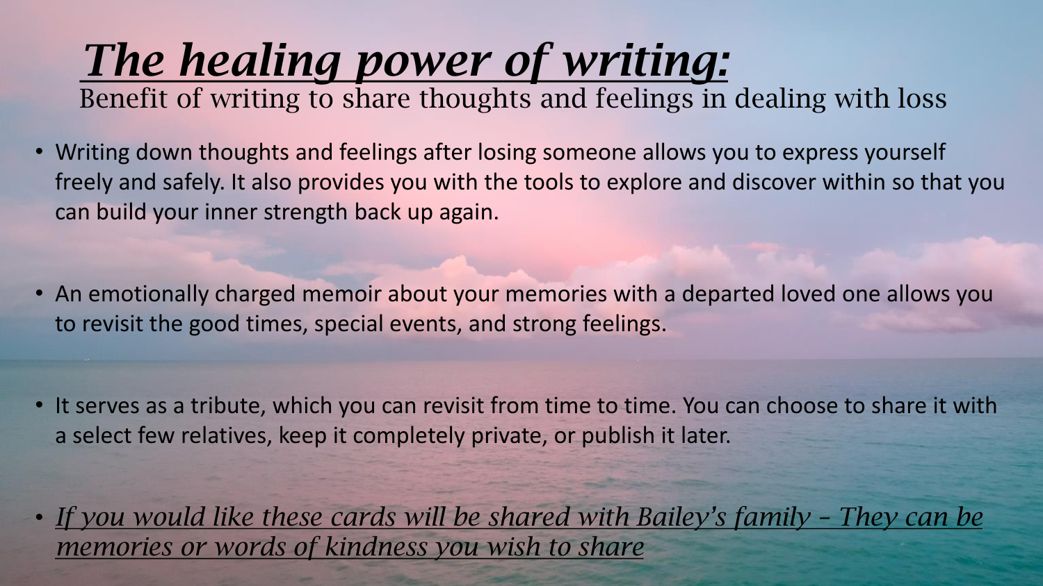# ***The healing power of writing:***

Benefit of writing to share thoughts and feelings in dealing with loss

- Writing down thoughts and feelings after losing someone allows you to express yourself freely and safely. It also provides you with the tools to explore and discover within so that you can build your inner strength back up again.
- An emotionally charged memoir about your memories with a departed loved one allows you to revisit the good times, special events, and strong feelings.
- It serves as a tribute, which you can revisit from time to time. You can choose to share it with a select few relatives, keep it completely private, or publish it later.
- *If you would like these cards will be shared with Bailey's family – They can be memories or words of kindness you wish to share*